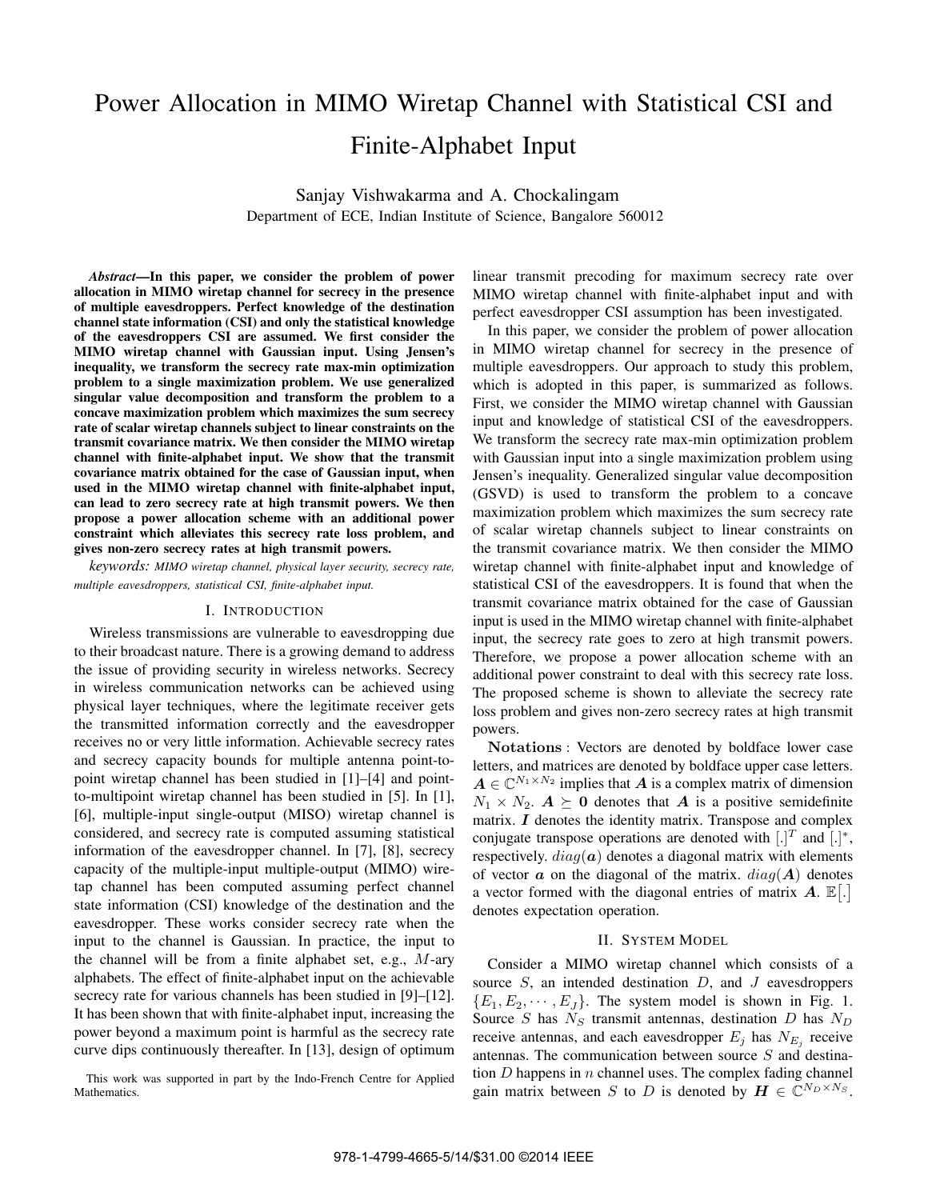# Power Allocation in MIMO Wiretap Channel with Statistical CSI and Finite-Alphabet Input

Sanjay Vishwakarma and A. Chockalingam
Department of ECE, Indian Institute of Science, Bangalore 560012

***Abstract*—In this paper, we consider the problem of power allocation in MIMO wiretap channel for secrecy in the presence of multiple eavesdroppers. Perfect knowledge of the destination channel state information (CSI) and only the statistical knowledge of the eavesdroppers CSI are assumed. We first consider the MIMO wiretap channel with Gaussian input. Using Jensen's inequality, we transform the secrecy rate max-min optimization problem to a single maximization problem. We use generalized singular value decomposition and transform the problem to a concave maximization problem which maximizes the sum secrecy rate of scalar wiretap channels subject to linear constraints on the transmit covariance matrix. We then consider the MIMO wiretap channel with finite-alphabet input. We show that the transmit covariance matrix obtained for the case of Gaussian input, when used in the MIMO wiretap channel with finite-alphabet input, can lead to zero secrecy rate at high transmit powers. We then propose a power allocation scheme with an additional power constraint which alleviates this secrecy rate loss problem, and gives non-zero secrecy rates at high transmit powers.**

*keywords: MIMO wiretap channel, physical layer security, secrecy rate, multiple eavesdroppers, statistical CSI, finite-alphabet input.*

## I. Introduction

Wireless transmissions are vulnerable to eavesdropping due to their broadcast nature. There is a growing demand to address the issue of providing security in wireless networks. Secrecy in wireless communication networks can be achieved using physical layer techniques, where the legitimate receiver gets the transmitted information correctly and the eavesdropper receives no or very little information. Achievable secrecy rates and secrecy capacity bounds for multiple antenna point-to-point wiretap channel has been studied in [1]–[4] and point-to-multipoint wiretap channel has been studied in [5]. In [1], [6], multiple-input single-output (MISO) wiretap channel is considered, and secrecy rate is computed assuming statistical information of the eavesdropper channel. In [7], [8], secrecy capacity of the multiple-input multiple-output (MIMO) wiretap channel has been computed assuming perfect channel state information (CSI) knowledge of the destination and the eavesdropper. These works consider secrecy rate when the input to the channel is Gaussian. In practice, the input to the channel will be from a finite alphabet set, e.g., $M$-ary alphabets. The effect of finite-alphabet input on the achievable secrecy rate for various channels has been studied in [9]–[12]. It has been shown that with finite-alphabet input, increasing the power beyond a maximum point is harmful as the secrecy rate curve dips continuously thereafter. In [13], design of optimum linear transmit precoding for maximum secrecy rate over MIMO wiretap channel with finite-alphabet input and with perfect eavesdropper CSI assumption has been investigated.

In this paper, we consider the problem of power allocation in MIMO wiretap channel for secrecy in the presence of multiple eavesdroppers. Our approach to study this problem, which is adopted in this paper, is summarized as follows. First, we consider the MIMO wiretap channel with Gaussian input and knowledge of statistical CSI of the eavesdroppers. We transform the secrecy rate max-min optimization problem with Gaussian input into a single maximization problem using Jensen's inequality. Generalized singular value decomposition (GSVD) is used to transform the problem to a concave maximization problem which maximizes the sum secrecy rate of scalar wiretap channels subject to linear constraints on the transmit covariance matrix. We then consider the MIMO wiretap channel with finite-alphabet input and knowledge of statistical CSI of the eavesdroppers. It is found that when the transmit covariance matrix obtained for the case of Gaussian input is used in the MIMO wiretap channel with finite-alphabet input, the secrecy rate goes to zero at high transmit powers. Therefore, we propose a power allocation scheme with an additional power constraint to deal with this secrecy rate loss. The proposed scheme is shown to alleviate the secrecy rate loss problem and gives non-zero secrecy rates at high transmit powers.

**Notations** : Vectors are denoted by boldface lower case letters, and matrices are denoted by boldface upper case letters. $\boldsymbol{A} \in \mathbb{C}^{N_1 \times N_2}$ implies that $\boldsymbol{A}$ is a complex matrix of dimension $N_1 \times N_2$. $\boldsymbol{A} \succeq \boldsymbol{0}$ denotes that $\boldsymbol{A}$ is a positive semidefinite matrix. $\boldsymbol{I}$ denotes the identity matrix. Transpose and complex conjugate transpose operations are denoted with $[.]^T$ and $[.]^*$, respectively. $diag(\boldsymbol{a})$ denotes a diagonal matrix with elements of vector $\boldsymbol{a}$ on the diagonal of the matrix. $diag(\boldsymbol{A})$ denotes a vector formed with the diagonal entries of matrix $\boldsymbol{A}$. $\mathbb{E}[.]$ denotes expectation operation.

## II. System Model

Consider a MIMO wiretap channel which consists of a source $S$, an intended destination $D$, and $J$ eavesdroppers $\{E_1, E_2, \cdots, E_J\}$. The system model is shown in Fig. 1. Source $S$ has $N_S$ transmit antennas, destination $D$ has $N_D$ receive antennas, and each eavesdropper $E_j$ has $N_{E_j}$ receive antennas. The communication between source $S$ and destination $D$ happens in $n$ channel uses. The complex fading channel gain matrix between $S$ to $D$ is denoted by $\boldsymbol{H} \in \mathbb{C}^{N_D \times N_S}$.

This work was supported in part by the Indo-French Centre for Applied Mathematics.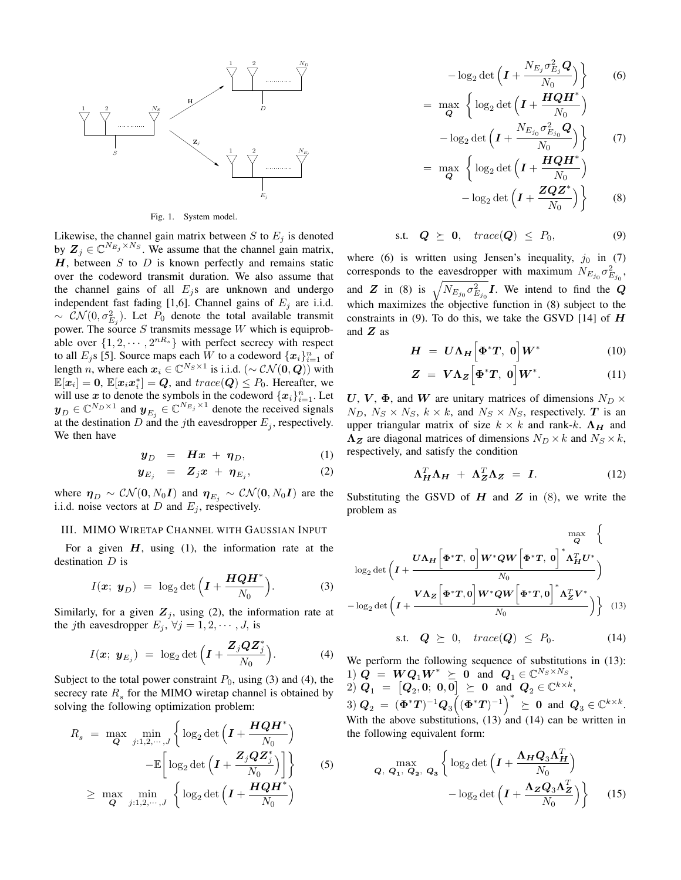Fig. 1. System model.

Likewise, the channel gain matrix between $S$ to $E_j$ is denoted by $\boldsymbol{Z}_j \in \mathbb{C}^{N_{E_j} \times N_S}$. We assume that the channel gain matrix, $\boldsymbol{H}$, between $S$ to $D$ is known perfectly and remains static over the codeword transmit duration. We also assume that the channel gains of all $E_j$s are unknown and undergo independent fast fading [1,6]. Channel gains of $E_j$ are i.i.d. $\sim \mathcal{CN}(0, \sigma_{E_j}^2)$. Let $P_0$ denote the total available transmit power. The source $S$ transmits message $W$ which is equiprobable over $\{1, 2, \cdots, 2^{nR_s}\}$ with perfect secrecy with respect to all $E_j$s [5]. Source maps each $W$ to a codeword $\{\boldsymbol{x}_i\}_{i=1}^n$ of length $n$, where each $\boldsymbol{x}_i \in \mathbb{C}^{N_S \times 1}$ is i.i.d. ($\sim \mathcal{CN}(\boldsymbol{0}, \boldsymbol{Q})$) with $\mathbb{E}[\boldsymbol{x}_i] = \boldsymbol{0}$, $\mathbb{E}[\boldsymbol{x}_i \boldsymbol{x}_i^*] = \boldsymbol{Q}$, and $trace(\boldsymbol{Q}) \leq P_0$. Hereafter, we will use $\boldsymbol{x}$ to denote the symbols in the codeword $\{\boldsymbol{x}_i\}_{i=1}^n$. Let $\boldsymbol{y}_D \in \mathbb{C}^{N_D \times 1}$ and $\boldsymbol{y}_{E_j} \in \mathbb{C}^{N_{E_j} \times 1}$ denote the received signals at the destination $D$ and the $j$th eavesdropper $E_j$, respectively. We then have

$$\boldsymbol{y}_D = \boldsymbol{H}\boldsymbol{x} + \boldsymbol{\eta}_D, \tag{1}$$

$$\boldsymbol{y}_{E_j} = \boldsymbol{Z}_j \boldsymbol{x} + \boldsymbol{\eta}_{E_j}, \tag{2}$$

where $\boldsymbol{\eta}_D \sim \mathcal{CN}(\boldsymbol{0}, N_0 \boldsymbol{I})$ and $\boldsymbol{\eta}_{E_j} \sim \mathcal{CN}(\boldsymbol{0}, N_0 \boldsymbol{I})$ are the i.i.d. noise vectors at $D$ and $E_j$, respectively.

## III. MIMO Wiretap Channel with Gaussian Input

For a given $\boldsymbol{H}$, using (1), the information rate at the destination $D$ is

$$I(\boldsymbol{x};\ \boldsymbol{y}_D) = \log_2 \det\Big(\boldsymbol{I} + \frac{\boldsymbol{H}\boldsymbol{Q}\boldsymbol{H}^*}{N_0}\Big). \tag{3}$$

Similarly, for a given $\boldsymbol{Z}_j$, using (2), the information rate at the $j$th eavesdropper $E_j$, $\forall j = 1, 2, \cdots, J$, is

$$I(\boldsymbol{x};\ \boldsymbol{y}_{E_j}) = \log_2 \det\Big(\boldsymbol{I} + \frac{\boldsymbol{Z}_j \boldsymbol{Q} \boldsymbol{Z}_j^*}{N_0}\Big). \tag{4}$$

Subject to the total power constraint $P_0$, using (3) and (4), the secrecy rate $R_s$ for the MIMO wiretap channel is obtained by solving the following optimization problem:

$$R_s = \max_{\boldsymbol{Q}} \min_{j:1,2,\cdots,J} \Big\{ \log_2 \det\Big(\boldsymbol{I} + \frac{\boldsymbol{H}\boldsymbol{Q}\boldsymbol{H}^*}{N_0}\Big) - \mathbb{E}\Big[\log_2 \det\Big(\boldsymbol{I} + \frac{\boldsymbol{Z}_j \boldsymbol{Q} \boldsymbol{Z}_j^*}{N_0}\Big)\Big] \Big\} \tag{5}$$

$$\geq \max_{\boldsymbol{Q}} \min_{j:1,2,\cdots,J} \Big\{ \log_2 \det\Big(\boldsymbol{I} + \frac{\boldsymbol{H}\boldsymbol{Q}\boldsymbol{H}^*}{N_0}\Big) - \log_2 \det\Big(\boldsymbol{I} + \frac{N_{E_j}\sigma_{E_j}^2 \boldsymbol{Q}}{N_0}\Big) \Big\} \tag{6}$$

$$= \max_{\boldsymbol{Q}} \Big\{ \log_2 \det\Big(\boldsymbol{I} + \frac{\boldsymbol{H}\boldsymbol{Q}\boldsymbol{H}^*}{N_0}\Big) - \log_2 \det\Big(\boldsymbol{I} + \frac{N_{E_{j_0}}\sigma_{E_{j_0}}^2 \boldsymbol{Q}}{N_0}\Big) \Big\} \tag{7}$$

$$= \max_{\boldsymbol{Q}} \Big\{ \log_2 \det\Big(\boldsymbol{I} + \frac{\boldsymbol{H}\boldsymbol{Q}\boldsymbol{H}^*}{N_0}\Big) - \log_2 \det\Big(\boldsymbol{I} + \frac{\boldsymbol{Z}\boldsymbol{Q}\boldsymbol{Z}^*}{N_0}\Big) \Big\} \tag{8}$$

$$\text{s.t.} \quad \boldsymbol{Q} \succeq \boldsymbol{0}, \quad trace(\boldsymbol{Q}) \leq P_0, \tag{9}$$

where (6) is written using Jensen's inequality, $j_0$ in (7) corresponds to the eavesdropper with maximum $N_{E_{j_0}}\sigma_{E_{j_0}}^2$, and $\boldsymbol{Z}$ in (8) is $\sqrt{N_{E_{j_0}}\sigma_{E_{j_0}}^2}\boldsymbol{I}$. We intend to find the $\boldsymbol{Q}$ which maximizes the objective function in (8) subject to the constraints in (9). To do this, we take the GSVD [14] of $\boldsymbol{H}$ and $\boldsymbol{Z}$ as

$$\boldsymbol{H} = \boldsymbol{U}\boldsymbol{\Lambda}_{\boldsymbol{H}}\Big[\boldsymbol{\Phi}^*\boldsymbol{T},\ \boldsymbol{0}\Big]\boldsymbol{W}^* \tag{10}$$

$$\boldsymbol{Z} = \boldsymbol{V}\boldsymbol{\Lambda}_{\boldsymbol{Z}}\Big[\boldsymbol{\Phi}^*\boldsymbol{T},\ \boldsymbol{0}\Big]\boldsymbol{W}^*. \tag{11}$$

$\boldsymbol{U}$, $\boldsymbol{V}$, $\boldsymbol{\Phi}$, and $\boldsymbol{W}$ are unitary matrices of dimensions $N_D \times N_D$, $N_S \times N_S$, $k \times k$, and $N_S \times N_S$, respectively. $\boldsymbol{T}$ is an upper triangular matrix of size $k \times k$ and rank-$k$. $\boldsymbol{\Lambda}_{\boldsymbol{H}}$ and $\boldsymbol{\Lambda}_{\boldsymbol{Z}}$ are diagonal matrices of dimensions $N_D \times k$ and $N_S \times k$, respectively, and satisfy the condition

$$\boldsymbol{\Lambda}_{\boldsymbol{H}}^T\boldsymbol{\Lambda}_{\boldsymbol{H}} + \boldsymbol{\Lambda}_{\boldsymbol{Z}}^T\boldsymbol{\Lambda}_{\boldsymbol{Z}} = \boldsymbol{I}. \tag{12}$$

Substituting the GSVD of $\boldsymbol{H}$ and $\boldsymbol{Z}$ in (8), we write the problem as

$$\max_{\boldsymbol{Q}} \Big\{ \log_2 \det\Big(\boldsymbol{I} + \frac{\boldsymbol{U}\boldsymbol{\Lambda}_{\boldsymbol{H}}\Big[\boldsymbol{\Phi}^*\boldsymbol{T},\ \boldsymbol{0}\Big]\boldsymbol{W}^*\boldsymbol{Q}\boldsymbol{W}\Big[\boldsymbol{\Phi}^*\boldsymbol{T},\ \boldsymbol{0}\Big]^*\boldsymbol{\Lambda}_{\boldsymbol{H}}^T\boldsymbol{U}^*}{N_0}\Big) - \log_2 \det\Big(\boldsymbol{I} + \frac{\boldsymbol{V}\boldsymbol{\Lambda}_{\boldsymbol{Z}}\Big[\boldsymbol{\Phi}^*\boldsymbol{T}, \boldsymbol{0}\Big]\boldsymbol{W}^*\boldsymbol{Q}\boldsymbol{W}\Big[\boldsymbol{\Phi}^*\boldsymbol{T}, \boldsymbol{0}\Big]^*\boldsymbol{\Lambda}_{\boldsymbol{Z}}^T\boldsymbol{V}^*}{N_0}\Big) \Big\} \tag{13}$$

$$\text{s.t.} \quad \boldsymbol{Q} \succeq 0, \quad trace(\boldsymbol{Q}) \leq P_0. \tag{14}$$

We perform the following sequence of substitutions in (13):
1) $\boldsymbol{Q} = \boldsymbol{W}\boldsymbol{Q}_1\boldsymbol{W}^* \succeq \boldsymbol{0}$ and $\boldsymbol{Q}_1 \in \mathbb{C}^{N_S \times N_S}$,
2) $\boldsymbol{Q}_1 = \big[\boldsymbol{Q}_2, \boldsymbol{0};\ \boldsymbol{0}, \boldsymbol{0}\big] \succeq \boldsymbol{0}$ and $\boldsymbol{Q}_2 \in \mathbb{C}^{k \times k}$,
3) $\boldsymbol{Q}_2 = (\boldsymbol{\Phi}^*\boldsymbol{T})^{-1}\boldsymbol{Q}_3\Big((\boldsymbol{\Phi}^*\boldsymbol{T})^{-1}\Big)^* \succeq \boldsymbol{0}$ and $\boldsymbol{Q}_3 \in \mathbb{C}^{k \times k}$.
With the above substitutions, (13) and (14) can be written in the following equivalent form:

$$\max_{\boldsymbol{Q},\ \boldsymbol{Q}_1,\ \boldsymbol{Q}_2,\ \boldsymbol{Q}_3} \Big\{ \log_2 \det\Big(\boldsymbol{I} + \frac{\boldsymbol{\Lambda}_{\boldsymbol{H}}\boldsymbol{Q}_3\boldsymbol{\Lambda}_{\boldsymbol{H}}^T}{N_0}\Big) - \log_2 \det\Big(\boldsymbol{I} + \frac{\boldsymbol{\Lambda}_{\boldsymbol{Z}}\boldsymbol{Q}_3\boldsymbol{\Lambda}_{\boldsymbol{Z}}^T}{N_0}\Big) \Big\} \tag{15}$$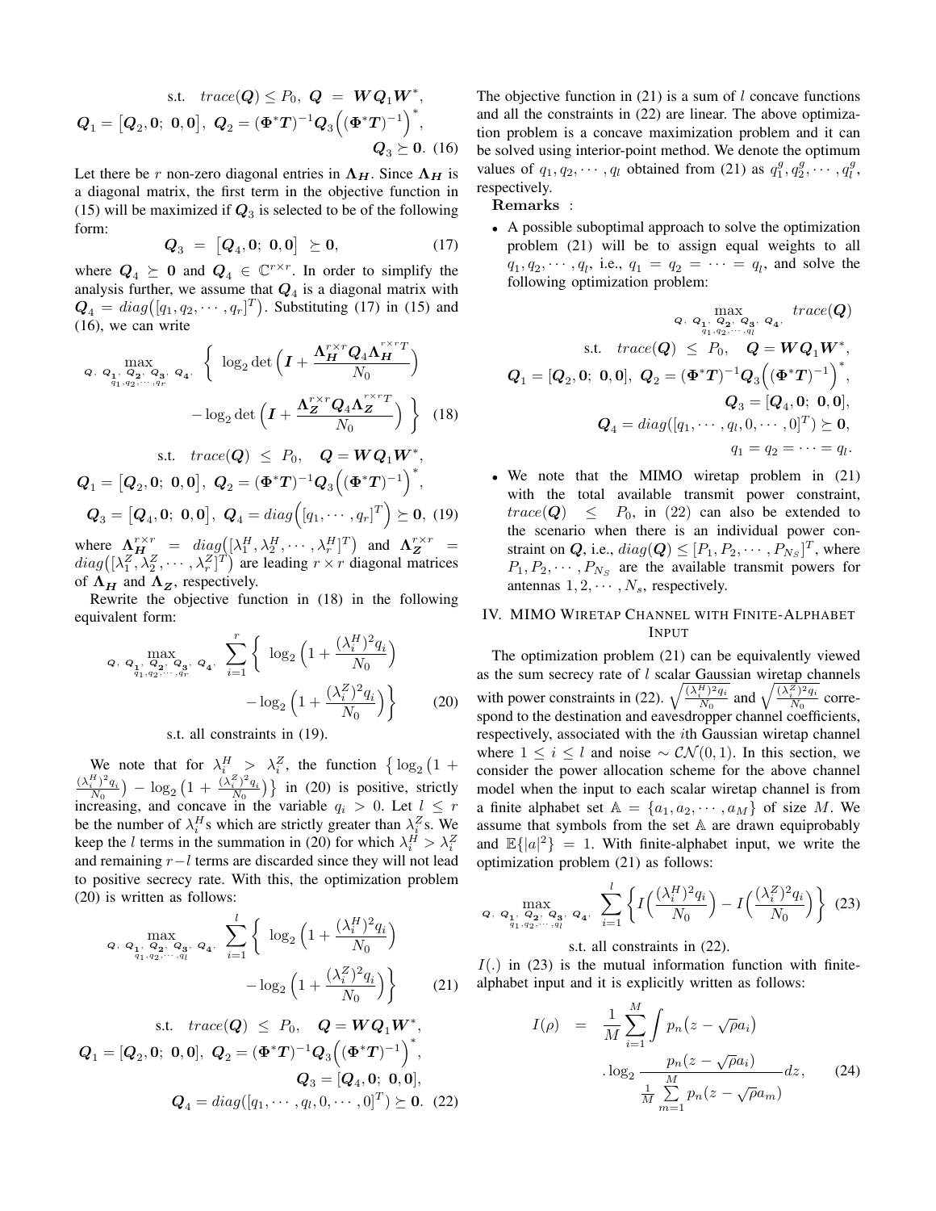$$\text{s.t.} \quad trace(\boldsymbol{Q}) \leq P_0, \ \boldsymbol{Q} \ = \ \boldsymbol{W}\boldsymbol{Q}_1\boldsymbol{W}^*,$$
$$\boldsymbol{Q}_1 = \big[\boldsymbol{Q}_2, \boldsymbol{0}; \ \boldsymbol{0}, \boldsymbol{0}\big], \ \boldsymbol{Q}_2 = (\boldsymbol{\Phi}^*\boldsymbol{T})^{-1}\boldsymbol{Q}_3\Big((\boldsymbol{\Phi}^*\boldsymbol{T})^{-1}\Big)^*,$$
$$\boldsymbol{Q}_3 \succeq \boldsymbol{0}. \quad (16)$$

Let there be $r$ non-zero diagonal entries in $\boldsymbol{\Lambda_H}$. Since $\boldsymbol{\Lambda_H}$ is a diagonal matrix, the first term in the objective function in (15) will be maximized if $\boldsymbol{Q}_3$ is selected to be of the following form:

$$\boldsymbol{Q}_3 \ = \ \big[\boldsymbol{Q}_4, \boldsymbol{0}; \ \boldsymbol{0}, \boldsymbol{0}\big] \ \succeq \boldsymbol{0}, \quad (17)$$

where $\boldsymbol{Q}_4 \succeq \boldsymbol{0}$ and $\boldsymbol{Q}_4 \in \mathbb{C}^{r\times r}$. In order to simplify the analysis further, we assume that $\boldsymbol{Q}_4$ is a diagonal matrix with $\boldsymbol{Q}_4 = diag\big([q_1, q_2, \cdots, q_r]^T\big)$. Substituting (17) in (15) and (16), we can write

$$\max_{\substack{\boldsymbol{Q}, \ \boldsymbol{Q_1}, \ \boldsymbol{Q_2}, \ \boldsymbol{Q_3}, \ \boldsymbol{Q_4}, \\ q_1, q_2, \cdots, q_r}} \ \bigg\{ \ \log_2 \det\Big(\boldsymbol{I} + \frac{\boldsymbol{\Lambda_H}^{r\times r}\boldsymbol{Q}_4\boldsymbol{\Lambda_H}^{r\times r\,T}}{N_0}\Big) - \log_2 \det\Big(\boldsymbol{I} + \frac{\boldsymbol{\Lambda_Z}^{r\times r}\boldsymbol{Q}_4\boldsymbol{\Lambda_Z}^{r\times r\,T}}{N_0}\Big) \ \bigg\} \quad (18)$$

$$\text{s.t.} \quad trace(\boldsymbol{Q}) \ \leq \ P_0, \quad \boldsymbol{Q} = \boldsymbol{W}\boldsymbol{Q}_1\boldsymbol{W}^*,$$
$$\boldsymbol{Q}_1 = \big[\boldsymbol{Q}_2, \boldsymbol{0}; \ \boldsymbol{0}, \boldsymbol{0}\big], \ \boldsymbol{Q}_2 = (\boldsymbol{\Phi}^*\boldsymbol{T})^{-1}\boldsymbol{Q}_3\Big((\boldsymbol{\Phi}^*\boldsymbol{T})^{-1}\Big)^*,$$
$$\boldsymbol{Q}_3 = \big[\boldsymbol{Q}_4, \boldsymbol{0}; \ \boldsymbol{0}, \boldsymbol{0}\big], \ \boldsymbol{Q}_4 = diag\Big([q_1, \cdots, q_r]^T\Big) \succeq \boldsymbol{0}, \quad (19)$$

where $\boldsymbol{\Lambda_H}^{r\times r} = diag\big([\lambda_1^H, \lambda_2^H, \cdots, \lambda_r^H]^T\big)$ and $\boldsymbol{\Lambda_Z}^{r\times r} = diag\big([\lambda_1^Z, \lambda_2^Z, \cdots, \lambda_r^Z]^T\big)$ are leading $r\times r$ diagonal matrices of $\boldsymbol{\Lambda_H}$ and $\boldsymbol{\Lambda_Z}$, respectively.

Rewrite the objective function in (18) in the following equivalent form:

$$\max_{\substack{\boldsymbol{Q}, \ \boldsymbol{Q_1}, \ \boldsymbol{Q_2}, \ \boldsymbol{Q_3}, \ \boldsymbol{Q_4}, \\ q_1, q_2, \cdots, q_r}} \ \sum_{i=1}^{r} \bigg\{ \ \log_2 \Big(1 + \frac{(\lambda_i^H)^2 q_i}{N_0}\Big) - \log_2 \Big(1 + \frac{(\lambda_i^Z)^2 q_i}{N_0}\Big)\bigg\} \quad (20)$$

s.t. all constraints in (19).

We note that for $\lambda_i^H > \lambda_i^Z$, the function $\big\{\log_2\big(1 + \frac{(\lambda_i^H)^2 q_i}{N_0}\big) - \log_2\big(1 + \frac{(\lambda_i^Z)^2 q_i}{N_0}\big)\big\}$ in (20) is positive, strictly increasing, and concave in the variable $q_i > 0$. Let $l \leq r$ be the number of $\lambda_i^H$s which are strictly greater than $\lambda_i^Z$s. We keep the $l$ terms in the summation in (20) for which $\lambda_i^H > \lambda_i^Z$ and remaining $r-l$ terms are discarded since they will not lead to positive secrecy rate. With this, the optimization problem (20) is written as follows:

$$\max_{\substack{\boldsymbol{Q}, \ \boldsymbol{Q_1}, \ \boldsymbol{Q_2}, \ \boldsymbol{Q_3}, \ \boldsymbol{Q_4}, \\ q_1, q_2, \cdots, q_l}} \ \sum_{i=1}^{l} \bigg\{ \ \log_2 \Big(1 + \frac{(\lambda_i^H)^2 q_i}{N_0}\Big) - \log_2 \Big(1 + \frac{(\lambda_i^Z)^2 q_i}{N_0}\Big)\bigg\} \quad (21)$$

$$\text{s.t.} \quad trace(\boldsymbol{Q}) \ \leq \ P_0, \quad \boldsymbol{Q} = \boldsymbol{W}\boldsymbol{Q}_1\boldsymbol{W}^*,$$
$$\boldsymbol{Q}_1 = [\boldsymbol{Q}_2, \boldsymbol{0}; \ \boldsymbol{0}, \boldsymbol{0}], \ \boldsymbol{Q}_2 = (\boldsymbol{\Phi}^*\boldsymbol{T})^{-1}\boldsymbol{Q}_3\Big((\boldsymbol{\Phi}^*\boldsymbol{T})^{-1}\Big)^*,$$
$$\boldsymbol{Q}_3 = [\boldsymbol{Q}_4, \boldsymbol{0}; \ \boldsymbol{0}, \boldsymbol{0}],$$
$$\boldsymbol{Q}_4 = diag([q_1, \cdots, q_l, 0, \cdots, 0]^T) \succeq \boldsymbol{0}. \quad (22)$$

The objective function in (21) is a sum of $l$ concave functions and all the constraints in (22) are linear. The above optimization problem is a concave maximization problem and it can be solved using interior-point method. We denote the optimum values of $q_1, q_2, \cdots, q_l$ obtained from (21) as $q_1^g, q_2^g, \cdots, q_l^g$, respectively.

**Remarks** :

- A possible suboptimal approach to solve the optimization problem (21) will be to assign equal weights to all $q_1, q_2, \cdots, q_l$, i.e., $q_1 = q_2 = \cdots = q_l$, and solve the following optimization problem:

$$\max_{\substack{\boldsymbol{Q}, \ \boldsymbol{Q_1}, \ \boldsymbol{Q_2}, \ \boldsymbol{Q_3}, \ \boldsymbol{Q_4}, \\ q_1, q_2, \cdots, q_l}} \ trace(\boldsymbol{Q})$$
$$\text{s.t.} \quad trace(\boldsymbol{Q}) \ \leq \ P_0, \quad \boldsymbol{Q} = \boldsymbol{W}\boldsymbol{Q}_1\boldsymbol{W}^*,$$
$$\boldsymbol{Q}_1 = [\boldsymbol{Q}_2, \boldsymbol{0}; \ \boldsymbol{0}, \boldsymbol{0}], \ \boldsymbol{Q}_2 = (\boldsymbol{\Phi}^*\boldsymbol{T})^{-1}\boldsymbol{Q}_3\Big((\boldsymbol{\Phi}^*\boldsymbol{T})^{-1}\Big)^*,$$
$$\boldsymbol{Q}_3 = [\boldsymbol{Q}_4, \boldsymbol{0}; \ \boldsymbol{0}, \boldsymbol{0}],$$
$$\boldsymbol{Q}_4 = diag([q_1, \cdots, q_l, 0, \cdots, 0]^T) \succeq \boldsymbol{0},$$
$$q_1 = q_2 = \cdots = q_l.$$

- We note that the MIMO wiretap problem in (21) with the total available transmit power constraint, $trace(\boldsymbol{Q}) \leq P_0$, in (22) can also be extended to the scenario when there is an individual power constraint on $\boldsymbol{Q}$, i.e., $diag(\boldsymbol{Q}) \leq [P_1, P_2, \cdots, P_{N_S}]^T$, where $P_1, P_2, \cdots, P_{N_s}$ are the available transmit powers for antennas $1, 2, \cdots, N_s$, respectively.

## IV. MIMO Wiretap Channel with Finite-Alphabet Input

The optimization problem (21) can be equivalently viewed as the sum secrecy rate of $l$ scalar Gaussian wiretap channels with power constraints in (22). $\sqrt{\frac{(\lambda_i^H)^2 q_i}{N_0}}$ and $\sqrt{\frac{(\lambda_i^Z)^2 q_i}{N_0}}$ correspond to the destination and eavesdropper channel coefficients, respectively, associated with the $i$th Gaussian wiretap channel where $1 \leq i \leq l$ and noise $\sim \mathcal{CN}(0,1)$. In this section, we consider the power allocation scheme for the above channel model when the input to each scalar wiretap channel is from a finite alphabet set $\mathbb{A} = \{a_1, a_2, \cdots, a_M\}$ of size $M$. We assume that symbols from the set $\mathbb{A}$ are drawn equiprobably and $\mathbb{E}\{|a|^2\} = 1$. With finite-alphabet input, we write the optimization problem (21) as follows:

$$\max_{\substack{\boldsymbol{Q}, \ \boldsymbol{Q_1}, \ \boldsymbol{Q_2}, \ \boldsymbol{Q_3}, \ \boldsymbol{Q_4}, \\ q_1, q_2, \cdots, q_l}} \ \sum_{i=1}^{l} \bigg\{ I\Big(\frac{(\lambda_i^H)^2 q_i}{N_0}\Big) - I\Big(\frac{(\lambda_i^Z)^2 q_i}{N_0}\Big)\bigg\} \quad (23)$$

s.t. all constraints in (22).

$I(.)$ in (23) is the mutual information function with finite-alphabet input and it is explicitly written as follows:

$$I(\rho) \ = \ \frac{1}{M}\sum_{i=1}^{M} \int p_n\big(z - \sqrt{\rho}a_i\big) . \log_2 \frac{p_n\big(z - \sqrt{\rho}a_i\big)}{\frac{1}{M}\sum\limits_{m=1}^{M} p_n\big(z - \sqrt{\rho}a_m\big)} dz, \quad (24)$$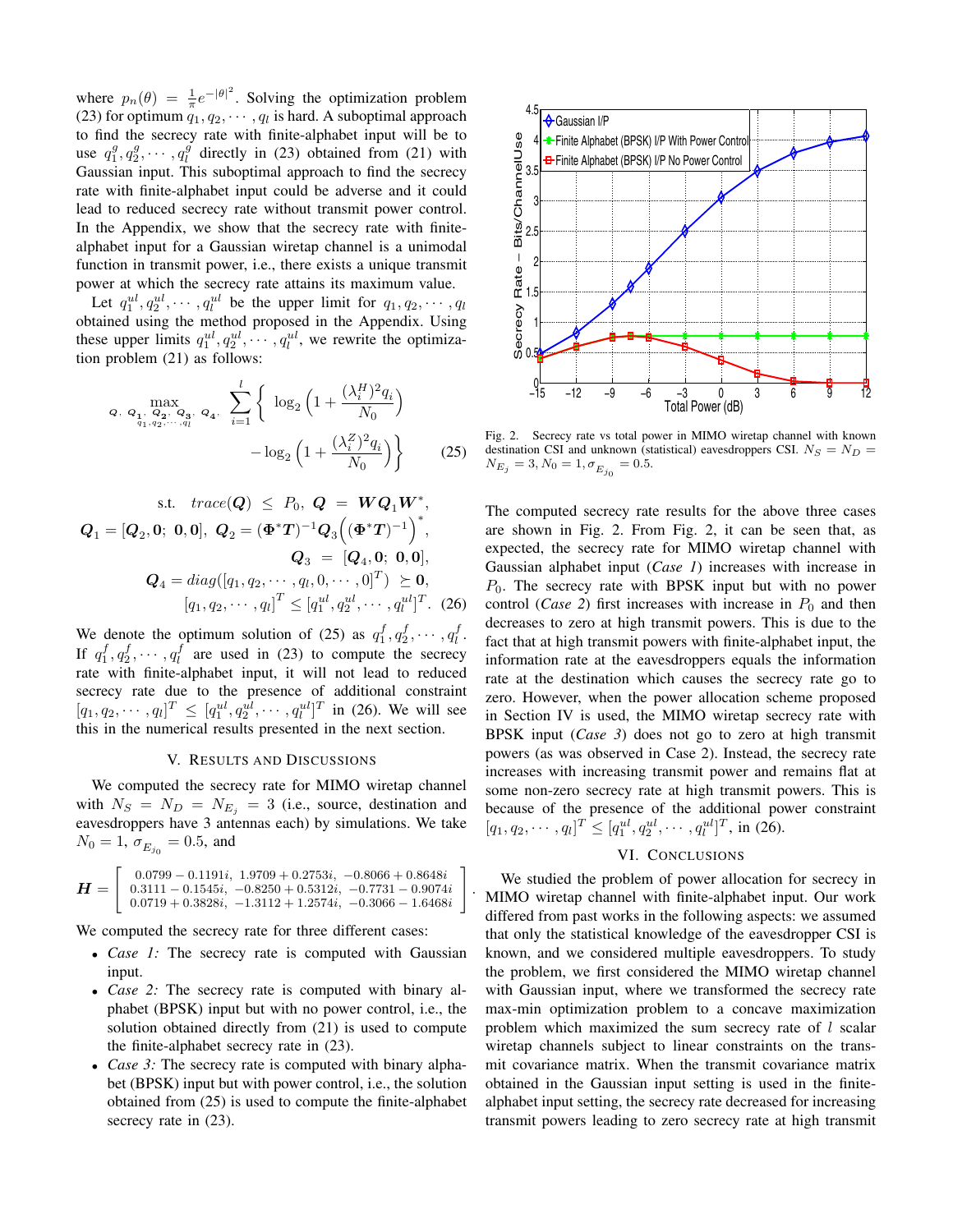where $p_n(\theta) = \frac{1}{\pi} e^{-|\theta|^2}$. Solving the optimization problem (23) for optimum $q_1, q_2, \cdots, q_l$ is hard. A suboptimal approach to find the secrecy rate with finite-alphabet input will be to use $q_1^g, q_2^g, \cdots, q_l^g$ directly in (23) obtained from (21) with Gaussian input. This suboptimal approach to find the secrecy rate with finite-alphabet input could be adverse and it could lead to reduced secrecy rate without transmit power control. In the Appendix, we show that the secrecy rate with finite-alphabet input for a Gaussian wiretap channel is a unimodal function in transmit power, i.e., there exists a unique transmit power at which the secrecy rate attains its maximum value.

Let $q_1^{ul}, q_2^{ul}, \cdots, q_l^{ul}$ be the upper limit for $q_1, q_2, \cdots, q_l$ obtained using the method proposed in the Appendix. Using these upper limits $q_1^{ul}, q_2^{ul}, \cdots, q_l^{ul}$, we rewrite the optimization problem (21) as follows:

$$\max_{\substack{\boldsymbol{Q},\ \boldsymbol{Q_1},\ \boldsymbol{Q_2},\ \boldsymbol{Q_3},\ \boldsymbol{Q_4},\\ q_1, q_2, \cdots, q_l}} \sum_{i=1}^{l} \Big\{ \log_2\Big(1 + \frac{(\lambda_i^H)^2 q_i}{N_0}\Big) - \log_2\Big(1 + \frac{(\lambda_i^Z)^2 q_i}{N_0}\Big) \Big\} \tag{25}$$

$$\text{s.t.} \quad trace(\boldsymbol{Q}) \leq P_0, \ \boldsymbol{Q} = \boldsymbol{W}\boldsymbol{Q}_1\boldsymbol{W}^*,$$
$$\boldsymbol{Q}_1 = [\boldsymbol{Q}_2, \boldsymbol{0};\ \boldsymbol{0}, \boldsymbol{0}],\ \boldsymbol{Q}_2 = (\boldsymbol{\Phi}^*\boldsymbol{T})^{-1}\boldsymbol{Q}_3\Big((\boldsymbol{\Phi}^*\boldsymbol{T})^{-1}\Big)^*,$$
$$\boldsymbol{Q}_3 = [\boldsymbol{Q}_4, \boldsymbol{0};\ \boldsymbol{0}, \boldsymbol{0}],$$
$$\boldsymbol{Q}_4 = diag([q_1, q_2, \cdots, q_l, 0, \cdots, 0]^T) \succeq \boldsymbol{0},$$
$$[q_1, q_2, \cdots, q_l]^T \leq [q_1^{ul}, q_2^{ul}, \cdots, q_l^{ul}]^T. \tag{26}$$

We denote the optimum solution of (25) as $q_1^f, q_2^f, \cdots, q_l^f$. If $q_1^f, q_2^f, \cdots, q_l^f$ are used in (23) to compute the secrecy rate with finite-alphabet input, it will not lead to reduced secrecy rate due to the presence of additional constraint $[q_1, q_2, \cdots, q_l]^T \leq [q_1^{ul}, q_2^{ul}, \cdots, q_l^{ul}]^T$ in (26). We will see this in the numerical results presented in the next section.

## V. Results and Discussions

We computed the secrecy rate for MIMO wiretap channel with $N_S = N_D = N_{E_j} = 3$ (i.e., source, destination and eavesdroppers have 3 antennas each) by simulations. We take $N_0 = 1$, $\sigma_{E_{j_0}} = 0.5$, and

$$\boldsymbol{H} = \begin{bmatrix} 0.0799 - 0.1191i, & 1.9709 + 0.2753i, & -0.8066 + 0.8648i \\ 0.3111 - 0.1545i, & -0.8250 + 0.5312i, & -0.7731 - 0.9074i \\ 0.0719 + 0.3828i, & -1.3112 + 1.2574i, & -0.3066 - 1.6468i \end{bmatrix}.$$

We computed the secrecy rate for three different cases:

- *Case 1:* The secrecy rate is computed with Gaussian input.
- *Case 2:* The secrecy rate is computed with binary alphabet (BPSK) input but with no power control, i.e., the solution obtained directly from (21) is used to compute the finite-alphabet secrecy rate in (23).
- *Case 3:* The secrecy rate is computed with binary alphabet (BPSK) input but with power control, i.e., the solution obtained from (25) is used to compute the finite-alphabet secrecy rate in (23).

Fig. 2. Secrecy rate vs total power in MIMO wiretap channel with known destination CSI and unknown (statistical) eavesdroppers CSI. $N_S = N_D = N_{E_j} = 3, N_0 = 1, \sigma_{E_{j_0}} = 0.5$.

The computed secrecy rate results for the above three cases are shown in Fig. 2. From Fig. 2, it can be seen that, as expected, the secrecy rate for MIMO wiretap channel with Gaussian alphabet input (*Case 1*) increases with increase in $P_0$. The secrecy rate with BPSK input but with no power control (*Case 2*) first increases with increase in $P_0$ and then decreases to zero at high transmit powers. This is due to the fact that at high transmit powers with finite-alphabet input, the information rate at the eavesdroppers equals the information rate at the destination which causes the secrecy rate go to zero. However, when the power allocation scheme proposed in Section IV is used, the MIMO wiretap secrecy rate with BPSK input (*Case 3*) does not go to zero at high transmit powers (as was observed in Case 2). Instead, the secrecy rate increases with increasing transmit power and remains flat at some non-zero secrecy rate at high transmit powers. This is because of the presence of the additional power constraint $[q_1, q_2, \cdots, q_l]^T \leq [q_1^{ul}, q_2^{ul}, \cdots, q_l^{ul}]^T$, in (26).

## VI. Conclusions

We studied the problem of power allocation for secrecy in MIMO wiretap channel with finite-alphabet input. Our work differed from past works in the following aspects: we assumed that only the statistical knowledge of the eavesdropper CSI is known, and we considered multiple eavesdroppers. To study the problem, we first considered the MIMO wiretap channel with Gaussian input, where we transformed the secrecy rate max-min optimization problem to a concave maximization problem which maximized the sum secrecy rate of $l$ scalar wiretap channels subject to linear constraints on the transmit covariance matrix. When the transmit covariance matrix obtained in the Gaussian input setting is used in the finite-alphabet input setting, the secrecy rate decreased for increasing transmit powers leading to zero secrecy rate at high transmit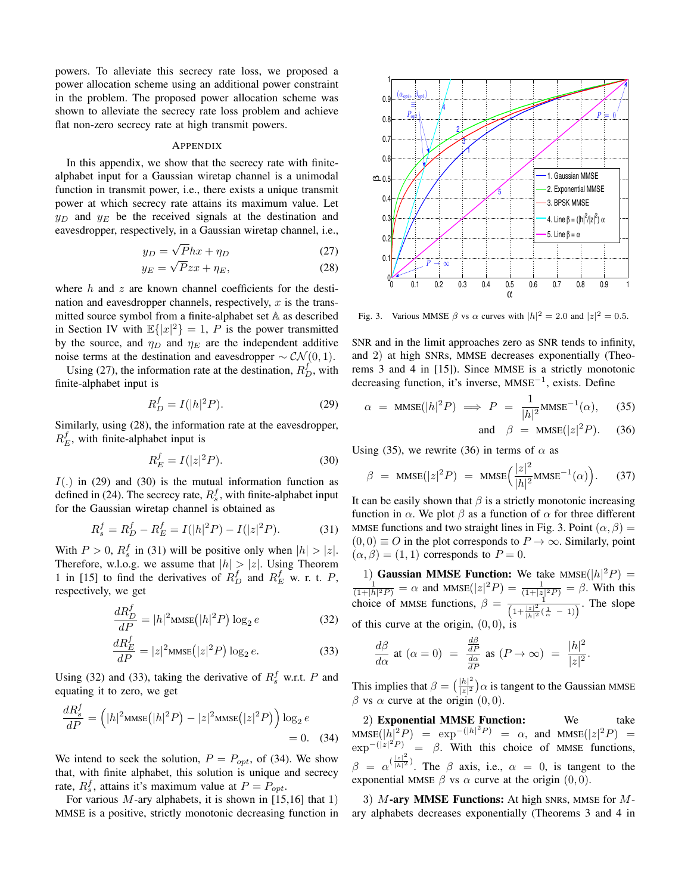powers. To alleviate this secrecy rate loss, we proposed a power allocation scheme using an additional power constraint in the problem. The proposed power allocation scheme was shown to alleviate the secrecy rate loss problem and achieve flat non-zero secrecy rate at high transmit powers.

## APPENDIX

In this appendix, we show that the secrecy rate with finite-alphabet input for a Gaussian wiretap channel is a unimodal function in transmit power, i.e., there exists a unique transmit power at which secrecy rate attains its maximum value. Let $y_D$ and $y_E$ be the received signals at the destination and eavesdropper, respectively, in a Gaussian wiretap channel, i.e.,

$$y_D = \sqrt{P}hx + \eta_D \tag{27}$$

$$y_E = \sqrt{P}zx + \eta_E, \tag{28}$$

where $h$ and $z$ are known channel coefficients for the destination and eavesdropper channels, respectively, $x$ is the transmitted source symbol from a finite-alphabet set $\mathbb{A}$ as described in Section IV with $\mathbb{E}\{|x|^2\} = 1$, $P$ is the power transmitted by the source, and $\eta_D$ and $\eta_E$ are the independent additive noise terms at the destination and eavesdropper $\sim \mathcal{CN}(0, 1)$.

Using (27), the information rate at the destination, $R_D^f$, with finite-alphabet input is

$$R_D^f = I(|h|^2 P). \tag{29}$$

Similarly, using (28), the information rate at the eavesdropper, $R_E^f$, with finite-alphabet input is

$$R_E^f = I(|z|^2 P). \tag{30}$$

$I(.)$ in (29) and (30) is the mutual information function as defined in (24). The secrecy rate, $R_s^f$, with finite-alphabet input for the Gaussian wiretap channel is obtained as

$$R_s^f = R_D^f - R_E^f = I(|h|^2 P) - I(|z|^2 P). \tag{31}$$

With $P > 0$, $R_s^f$ in (31) will be positive only when $|h| > |z|$. Therefore, w.l.o.g. we assume that $|h| > |z|$. Using Theorem 1 in [15] to find the derivatives of $R_D^f$ and $R_E^f$ w. r. t. $P$, respectively, we get

$$\frac{dR_D^f}{dP} = |h|^2 \text{MMSE}\big(|h|^2 P\big) \log_2 e \tag{32}$$

$$\frac{dR_E^f}{dP} = |z|^2 \text{MMSE}\big(|z|^2 P\big) \log_2 e. \tag{33}$$

Using (32) and (33), taking the derivative of $R_s^f$ w.r.t. $P$ and equating it to zero, we get

$$\frac{dR_s^f}{dP} = \Big(|h|^2 \text{MMSE}\big(|h|^2 P\big) - |z|^2 \text{MMSE}\big(|z|^2 P\big)\Big) \log_2 e = 0. \tag{34}$$

We intend to seek the solution, $P = P_{opt}$, of (34). We show that, with finite alphabet, this solution is unique and secrecy rate, $R_s^f$, attains its maximum value at $P = P_{opt}$.

For various $M$-ary alphabets, it is shown in [15,16] that 1) MMSE is a positive, strictly monotonic decreasing function in SNR and in the limit approaches zero as SNR tends to infinity, and 2) at high SNRs, MMSE decreases exponentially (Theorems 3 and 4 in [15]). Since MMSE is a strictly monotonic decreasing function, it's inverse, $\text{MMSE}^{-1}$, exists. Define

$$\alpha = \text{MMSE}(|h|^2 P) \implies P = \frac{1}{|h|^2}\text{MMSE}^{-1}(\alpha), \tag{35}$$

$$\text{and} \quad \beta = \text{MMSE}(|z|^2 P). \tag{36}$$

Using (35), we rewrite (36) in terms of $\alpha$ as

$$\beta = \text{MMSE}(|z|^2 P) = \text{MMSE}\Big(\frac{|z|^2}{|h|^2}\text{MMSE}^{-1}(\alpha)\Big). \tag{37}$$

It can be easily shown that $\beta$ is a strictly monotonic increasing function in $\alpha$. We plot $\beta$ as a function of $\alpha$ for three different MMSE functions and two straight lines in Fig. 3. Point $(\alpha, \beta) = (0, 0) \equiv O$ in the plot corresponds to $P \to \infty$. Similarly, point $(\alpha, \beta) = (1, 1)$ corresponds to $P = 0$.

Fig. 3. Various MMSE $\beta$ vs $\alpha$ curves with $|h|^2 = 2.0$ and $|z|^2 = 0.5$.

1) **Gaussian MMSE Function:** We take $\text{MMSE}(|h|^2 P) = \frac{1}{(1+|h|^2 P)} = \alpha$ and $\text{MMSE}(|z|^2 P) = \frac{1}{(1+|z|^2 P)} = \beta$. With this choice of MMSE functions, $\beta = \frac{1}{\left(1+\frac{|z|^2}{|h|^2}(\frac{1}{\alpha} - 1)\right)}$. The slope of this curve at the origin, $(0, 0)$, is

$$\frac{d\beta}{d\alpha} \text{ at } (\alpha = 0) = \frac{\frac{d\beta}{dP}}{\frac{d\alpha}{dP}} \text{ as } (P \to \infty) = \frac{|h|^2}{|z|^2}.$$

This implies that $\beta = \big(\frac{|h|^2}{|z|^2}\big)\alpha$ is tangent to the Gaussian MMSE $\beta$ vs $\alpha$ curve at the origin $(0, 0)$.

2) **Exponential MMSE Function:** We take $\text{MMSE}(|h|^2 P) = \exp^{-(|h|^2 P)} = \alpha$, and $\text{MMSE}(|z|^2 P) = \exp^{-(|z|^2 P)} = \beta$. With this choice of MMSE functions, $\beta = \alpha^{\left(\frac{|z|^2}{|h|^2}\right)}$. The $\beta$ axis, i.e., $\alpha = 0$, is tangent to the exponential MMSE $\beta$ vs $\alpha$ curve at the origin $(0, 0)$.

3) **$M$-ary MMSE Functions:** At high SNRs, MMSE for $M$-ary alphabets decreases exponentially (Theorems 3 and 4 in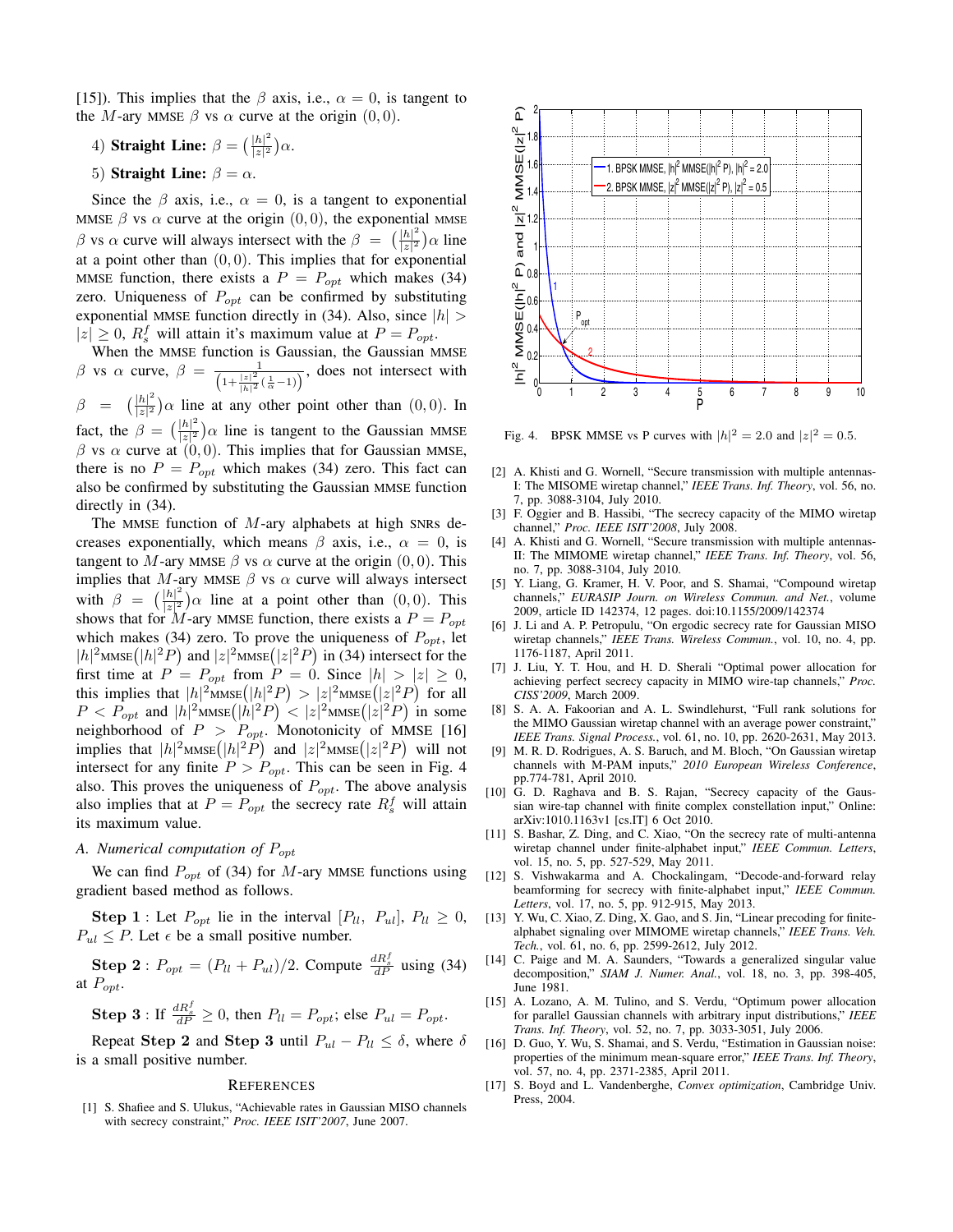[15]). This implies that the $\beta$ axis, i.e., $\alpha = 0$, is tangent to the $M$-ary MMSE $\beta$ vs $\alpha$ curve at the origin $(0,0)$.

4) **Straight Line:** $\beta = \big(\frac{|h|^2}{|z|^2}\big)\alpha$.

5) **Straight Line:** $\beta = \alpha$.

Since the $\beta$ axis, i.e., $\alpha = 0$, is a tangent to exponential MMSE $\beta$ vs $\alpha$ curve at the origin $(0,0)$, the exponential MMSE $\beta$ vs $\alpha$ curve will always intersect with the $\beta = \big(\frac{|h|^2}{|z|^2}\big)\alpha$ line at a point other than $(0,0)$. This implies that for exponential MMSE function, there exists a $P = P_{opt}$ which makes (34) zero. Uniqueness of $P_{opt}$ can be confirmed by substituting exponential MMSE function directly in (34). Also, since $|h| > |z| \geq 0$, $R_s^f$ will attain it's maximum value at $P = P_{opt}$.

When the MMSE function is Gaussian, the Gaussian MMSE $\beta$ vs $\alpha$ curve, $\beta = \frac{1}{\left(1+\frac{|z|^2}{|h|^2}(\frac{1}{\alpha}-1)\right)}$, does not intersect with $\beta = \big(\frac{|h|^2}{|z|^2}\big)\alpha$ line at any other point other than $(0,0)$. In fact, the $\beta = \big(\frac{|h|^2}{|z|^2}\big)\alpha$ line is tangent to the Gaussian MMSE $\beta$ vs $\alpha$ curve at $(0,0)$. This implies that for Gaussian MMSE, there is no $P = P_{opt}$ which makes (34) zero. This fact can also be confirmed by substituting the Gaussian MMSE function directly in (34).

The MMSE function of $M$-ary alphabets at high SNRs decreases exponentially, which means $\beta$ axis, i.e., $\alpha = 0$, is tangent to $M$-ary MMSE $\beta$ vs $\alpha$ curve at the origin $(0,0)$. This implies that $M$-ary MMSE $\beta$ vs $\alpha$ curve will always intersect with $\beta = \big(\frac{|h|^2}{|z|^2}\big)\alpha$ line at a point other than $(0,0)$. This shows that for $M$-ary MMSE function, there exists a $P = P_{opt}$ which makes (34) zero. To prove the uniqueness of $P_{opt}$, let $|h|^2\text{MMSE}\big(|h|^2P\big)$ and $|z|^2\text{MMSE}\big(|z|^2P\big)$ in (34) intersect for the first time at $P = P_{opt}$ from $P = 0$. Since $|h| > |z| \geq 0$, this implies that $|h|^2\text{MMSE}\big(|h|^2P\big) > |z|^2\text{MMSE}\big(|z|^2P\big)$ for all $P < P_{opt}$ and $|h|^2\text{MMSE}\big(|h|^2P\big) < |z|^2\text{MMSE}\big(|z|^2P\big)$ in some neighborhood of $P > P_{opt}$. Monotonicity of MMSE [16] implies that $|h|^2\text{MMSE}\big(|h|^2P\big)$ and $|z|^2\text{MMSE}\big(|z|^2P\big)$ will not intersect for any finite $P > P_{opt}$. This can be seen in Fig. 4 also. This proves the uniqueness of $P_{opt}$. The above analysis also implies that at $P = P_{opt}$ the secrecy rate $R_s^f$ will attain its maximum value.

### A. Numerical computation of $P_{opt}$

We can find $P_{opt}$ of (34) for $M$-ary MMSE functions using gradient based method as follows.

**Step 1** : Let $P_{opt}$ lie in the interval $[P_{ll},\ P_{ul}]$, $P_{ll} \geq 0$, $P_{ul} \leq P$. Let $\epsilon$ be a small positive number.

**Step 2** : $P_{opt} = (P_{ll} + P_{ul})/2$. Compute $\frac{dR_s^f}{dP}$ using (34) at $P_{opt}$.

**Step 3** : If $\frac{dR_s^f}{dP} \geq 0$, then $P_{ll} = P_{opt}$; else $P_{ul} = P_{opt}$.

Repeat **Step 2** and **Step 3** until $P_{ul} - P_{ll} \leq \delta$, where $\delta$ is a small positive number.

|h|^2 MMSE(|h|^2 P) and |z|^2 MMSE(|z|^2 P)

P

1. BPSK MMSE, |h|^2 MMSE(|h|^2 P), |h|^2 = 2.0

2. BPSK MMSE, |z|^2 MMSE(|z|^2 P), |z|^2 = 0.5

P_opt

Fig. 4. BPSK MMSE vs P curves with $|h|^2 = 2.0$ and $|z|^2 = 0.5$.

## References

[1] S. Shafiee and S. Ulukus, "Achievable rates in Gaussian MISO channels with secrecy constraint," *Proc. IEEE ISIT'2007*, June 2007.

[2] A. Khisti and G. Wornell, "Secure transmission with multiple antennas-I: The MISOME wiretap channel," *IEEE Trans. Inf. Theory*, vol. 56, no. 7, pp. 3088-3104, July 2010.

[3] F. Oggier and B. Hassibi, "The secrecy capacity of the MIMO wiretap channel," *Proc. IEEE ISIT'2008*, July 2008.

[4] A. Khisti and G. Wornell, "Secure transmission with multiple antennas-II: The MIMOME wiretap channel," *IEEE Trans. Inf. Theory*, vol. 56, no. 7, pp. 3088-3104, July 2010.

[5] Y. Liang, G. Kramer, H. V. Poor, and S. Shamai, "Compound wiretap channels," *EURASIP Journ. on Wireless Commun. and Net.*, volume 2009, article ID 142374, 12 pages. doi:10.1155/2009/142374

[6] J. Li and A. P. Petropulu, "On ergodic secrecy rate for Gaussian MISO wiretap channels," *IEEE Trans. Wireless Commun.*, vol. 10, no. 4, pp. 1176-1187, April 2011.

[7] J. Liu, Y. T. Hou, and H. D. Sherali "Optimal power allocation for achieving perfect secrecy capacity in MIMO wire-tap channels," *Proc. CISS'2009*, March 2009.

[8] S. A. A. Fakoorian and A. L. Swindlehurst, "Full rank solutions for the MIMO Gaussian wiretap channel with an average power constraint," *IEEE Trans. Signal Process.*, vol. 61, no. 10, pp. 2620-2631, May 2013.

[9] M. R. D. Rodrigues, A. S. Baruch, and M. Bloch, "On Gaussian wiretap channels with M-PAM inputs," *2010 European Wireless Conference*, pp.774-781, April 2010.

[10] G. D. Raghava and B. S. Rajan, "Secrecy capacity of the Gaussian wire-tap channel with finite complex constellation input," Online: arXiv:1010.1163v1 [cs.IT] 6 Oct 2010.

[11] S. Bashar, Z. Ding, and C. Xiao, "On the secrecy rate of multi-antenna wiretap channel under finite-alphabet input," *IEEE Commun. Letters*, vol. 15, no. 5, pp. 527-529, May 2011.

[12] S. Vishwakarma and A. Chockalingam, "Decode-and-forward relay beamforming for secrecy with finite-alphabet input," *IEEE Commun. Letters*, vol. 17, no. 5, pp. 912-915, May 2013.

[13] Y. Wu, C. Xiao, Z. Ding, X. Gao, and S. Jin, "Linear precoding for finite-alphabet signaling over MIMOME wiretap channels," *IEEE Trans. Veh. Tech.*, vol. 61, no. 6, pp. 2599-2612, July 2012.

[14] C. Paige and M. A. Saunders, "Towards a generalized singular value decomposition," *SIAM J. Numer. Anal.*, vol. 18, no. 3, pp. 398-405, June 1981.

[15] A. Lozano, A. M. Tulino, and S. Verdu, "Optimum power allocation for parallel Gaussian channels with arbitrary input distributions," *IEEE Trans. Inf. Theory*, vol. 52, no. 7, pp. 3033-3051, July 2006.

[16] D. Guo, Y. Wu, S. Shamai, and S. Verdu, "Estimation in Gaussian noise: properties of the minimum mean-square error," *IEEE Trans. Inf. Theory*, vol. 57, no. 4, pp. 2371-2385, April 2011.

[17] S. Boyd and L. Vandenberghe, *Convex optimization*, Cambridge Univ. Press, 2004.